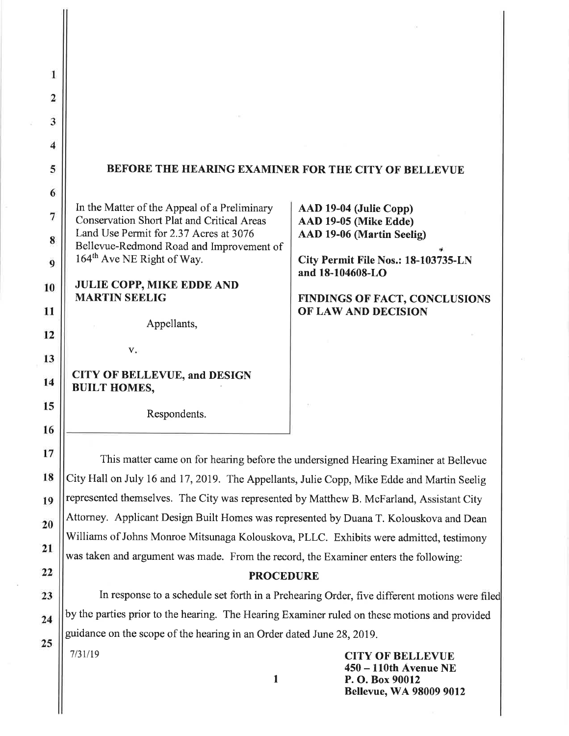# BEFORE THE HEARING EXAMINER FOR THE CITY OF BELLEVUE

| | |
|---|---|
| In the Matter of the Appeal of a Preliminary Conservation Short Plat and Critical Areas Land Use Permit for 2.37 Acres at 3076 Bellevue-Redmond Road and Improvement of 164th Ave NE Right of Way.<br><br>**JULIE COPP, MIKE EDDE AND MARTIN SEELIG**<br><br>Appellants,<br><br>v.<br><br>**CITY OF BELLEVUE, and DESIGN BUILT HOMES,**<br><br>Respondents. | **AAD 19-04 (Julie Copp)**<br>**AAD 19-05 (Mike Edde)**<br>**AAD 19-06 (Martin Seelig)**<br><br>**City Permit File Nos.: 18-103735-LN and 18-104608-LO**<br><br>**FINDINGS OF FACT, CONCLUSIONS OF LAW AND DECISION** |

This matter came on for hearing before the undersigned Hearing Examiner at Bellevue City Hall on July 16 and 17, 2019. The Appellants, Julie Copp, Mike Edde and Martin Seelig represented themselves. The City was represented by Matthew B. McFarland, Assistant City Attorney. Applicant Design Built Homes was represented by Duana T. Kolouskova and Dean Williams of Johns Monroe Mitsunaga Kolouskova, PLLC. Exhibits were admitted, testimony was taken and argument was made. From the record, the Examiner enters the following:

## PROCEDURE

In response to a schedule set forth in a Prehearing Order, five different motions were filed by the parties prior to the hearing. The Hearing Examiner ruled on these motions and provided guidance on the scope of the hearing in an Order dated June 28, 2019.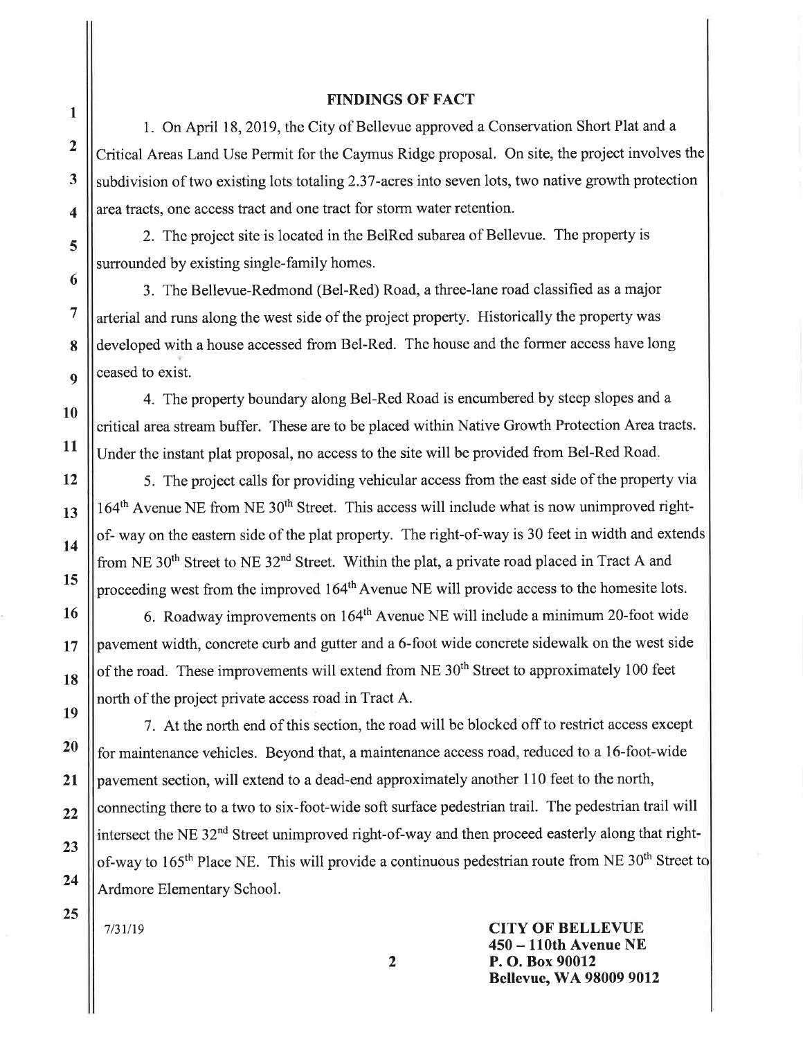## FINDINGS OF FACT

1. On April 18, 2019, the City of Bellevue approved a Conservation Short Plat and a Critical Areas Land Use Permit for the Caymus Ridge proposal. On site, the project involves the subdivision of two existing lots totaling 2.37-acres into seven lots, two native growth protection area tracts, one access tract and one tract for storm water retention.

2. The project site is located in the BelRed subarea of Bellevue. The property is surrounded by existing single-family homes.

3. The Bellevue-Redmond (Bel-Red) Road, a three-lane road classified as a major arterial and runs along the west side of the project property. Historically the property was developed with a house accessed from Bel-Red. The house and the former access have long ceased to exist.

4. The property boundary along Bel-Red Road is encumbered by steep slopes and a critical area stream buffer. These are to be placed within Native Growth Protection Area tracts. Under the instant plat proposal, no access to the site will be provided from Bel-Red Road.

5. The project calls for providing vehicular access from the east side of the property via 164th Avenue NE from NE 30th Street. This access will include what is now unimproved right-of- way on the eastern side of the plat property. The right-of-way is 30 feet in width and extends from NE 30th Street to NE 32nd Street. Within the plat, a private road placed in Tract A and proceeding west from the improved 164th Avenue NE will provide access to the homesite lots.

6. Roadway improvements on 164th Avenue NE will include a minimum 20-foot wide pavement width, concrete curb and gutter and a 6-foot wide concrete sidewalk on the west side of the road. These improvements will extend from NE 30th Street to approximately 100 feet north of the project private access road in Tract A.

7. At the north end of this section, the road will be blocked off to restrict access except for maintenance vehicles. Beyond that, a maintenance access road, reduced to a 16-foot-wide pavement section, will extend to a dead-end approximately another 110 feet to the north, connecting there to a two to six-foot-wide soft surface pedestrian trail. The pedestrian trail will intersect the NE 32nd Street unimproved right-of-way and then proceed easterly along that right-of-way to 165th Place NE. This will provide a continuous pedestrian route from NE 30th Street to Ardmore Elementary School.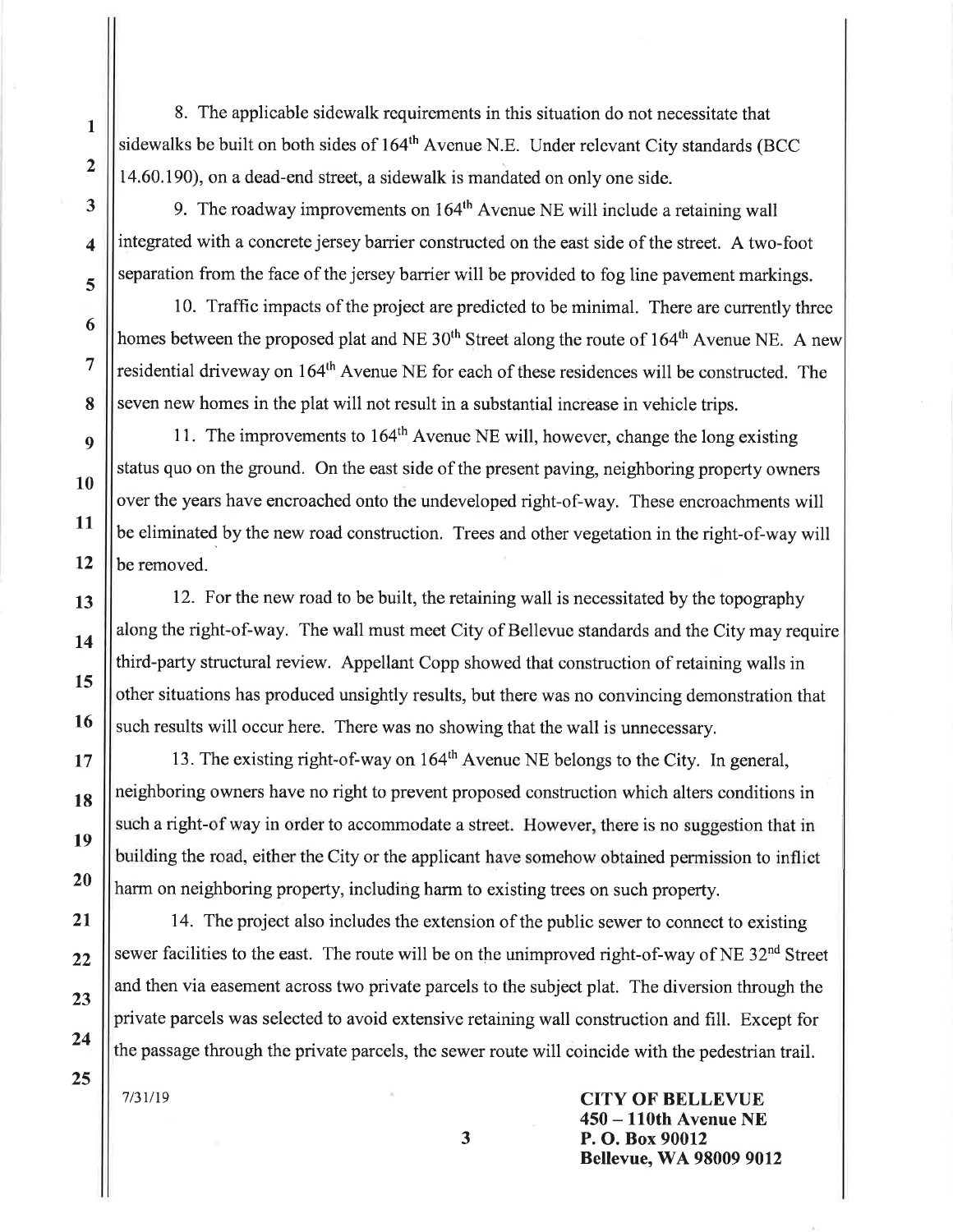8. The applicable sidewalk requirements in this situation do not necessitate that sidewalks be built on both sides of 164th Avenue N.E. Under relevant City standards (BCC 14.60.190), on a dead-end street, a sidewalk is mandated on only one side.

9. The roadway improvements on 164th Avenue NE will include a retaining wall integrated with a concrete jersey barrier constructed on the east side of the street. A two-foot separation from the face of the jersey barrier will be provided to fog line pavement markings.

10. Traffic impacts of the project are predicted to be minimal. There are currently three homes between the proposed plat and NE 30th Street along the route of 164th Avenue NE. A new residential driveway on 164th Avenue NE for each of these residences will be constructed. The seven new homes in the plat will not result in a substantial increase in vehicle trips.

11. The improvements to 164th Avenue NE will, however, change the long existing status quo on the ground. On the east side of the present paving, neighboring property owners over the years have encroached onto the undeveloped right-of-way. These encroachments will be eliminated by the new road construction. Trees and other vegetation in the right-of-way will be removed.

12. For the new road to be built, the retaining wall is necessitated by the topography along the right-of-way. The wall must meet City of Bellevue standards and the City may require third-party structural review. Appellant Copp showed that construction of retaining walls in other situations has produced unsightly results, but there was no convincing demonstration that such results will occur here. There was no showing that the wall is unnecessary.

13. The existing right-of-way on 164th Avenue NE belongs to the City. In general, neighboring owners have no right to prevent proposed construction which alters conditions in such a right-of way in order to accommodate a street. However, there is no suggestion that in building the road, either the City or the applicant have somehow obtained permission to inflict harm on neighboring property, including harm to existing trees on such property.

14. The project also includes the extension of the public sewer to connect to existing sewer facilities to the east. The route will be on the unimproved right-of-way of NE 32nd Street and then via easement across two private parcels to the subject plat. The diversion through the private parcels was selected to avoid extensive retaining wall construction and fill. Except for the passage through the private parcels, the sewer route will coincide with the pedestrian trail.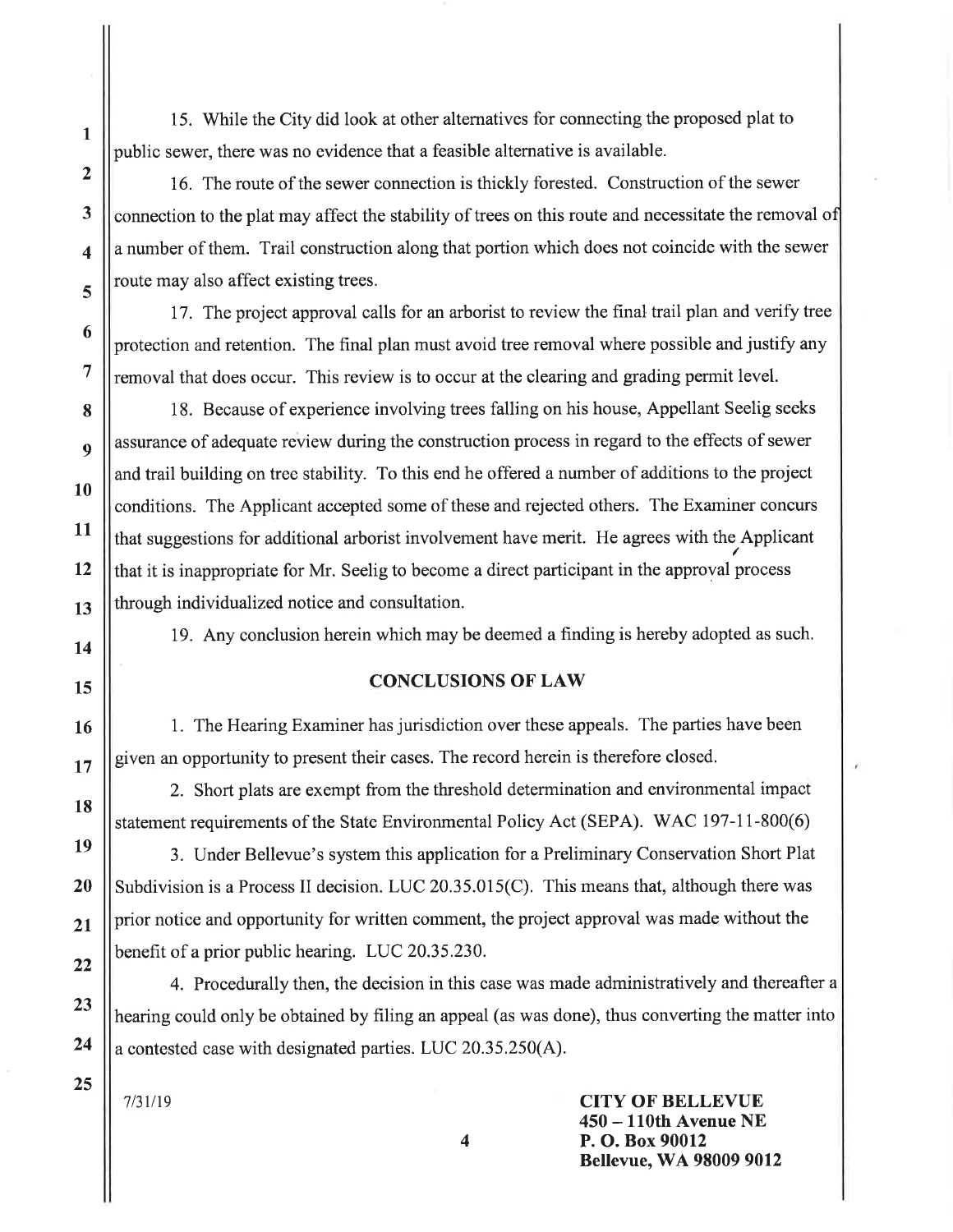15. While the City did look at other alternatives for connecting the proposed plat to public sewer, there was no evidence that a feasible alternative is available.

16. The route of the sewer connection is thickly forested. Construction of the sewer connection to the plat may affect the stability of trees on this route and necessitate the removal of a number of them. Trail construction along that portion which does not coincide with the sewer route may also affect existing trees.

17. The project approval calls for an arborist to review the final trail plan and verify tree protection and retention. The final plan must avoid tree removal where possible and justify any removal that does occur. This review is to occur at the clearing and grading permit level.

18. Because of experience involving trees falling on his house, Appellant Seelig seeks assurance of adequate review during the construction process in regard to the effects of sewer and trail building on tree stability. To this end he offered a number of additions to the project conditions. The Applicant accepted some of these and rejected others. The Examiner concurs that suggestions for additional arborist involvement have merit. He agrees with the Applicant that it is inappropriate for Mr. Seelig to become a direct participant in the approval process through individualized notice and consultation.

19. Any conclusion herein which may be deemed a finding is hereby adopted as such.

## CONCLUSIONS OF LAW

1. The Hearing Examiner has jurisdiction over these appeals. The parties have been given an opportunity to present their cases. The record herein is therefore closed.

2. Short plats are exempt from the threshold determination and environmental impact statement requirements of the State Environmental Policy Act (SEPA). WAC 197-11-800(6)

3. Under Bellevue's system this application for a Preliminary Conservation Short Plat Subdivision is a Process II decision. LUC 20.35.015(C). This means that, although there was prior notice and opportunity for written comment, the project was made without the benefit of a prior public hearing. LUC 20.35.230.

4. Procedurally then, the decision in this case was made administratively and thereafter a hearing could only be obtained by filing an appeal (as was done), thus converting the matter into a contested case with designated parties. LUC 20.35.250(A).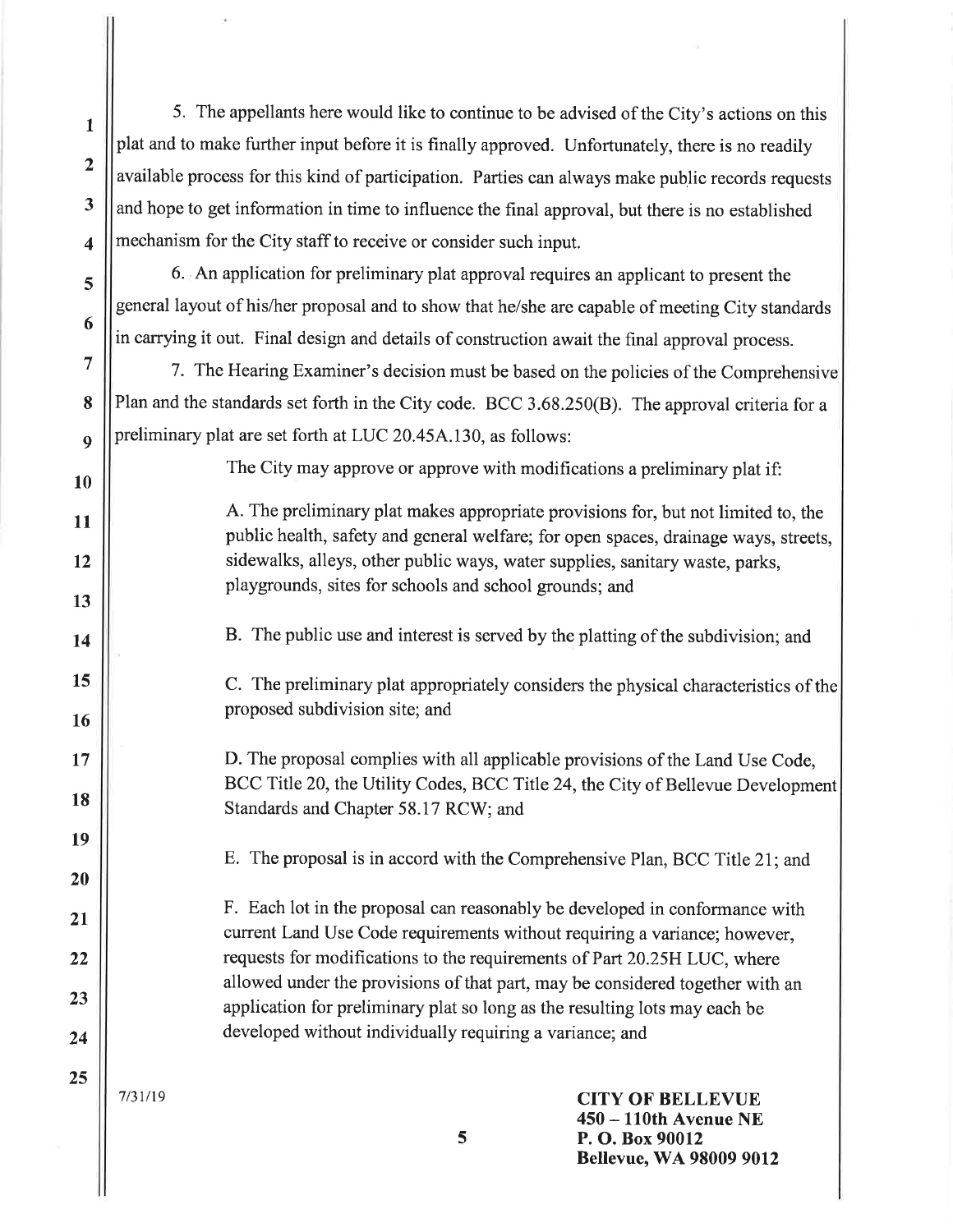5. The appellants here would like to continue to be advised of the City's actions on this plat and to make further input before it is finally approved. Unfortunately, there is no readily available process for this kind of participation. Parties can always make public records requests and hope to get information in time to influence the final approval, but there is no established mechanism for the City staff to receive or consider such input.

6. An application for preliminary plat approval requires an applicant to present the general layout of his/her proposal and to show that he/she are capable of meeting City standards in carrying it out. Final design and details of construction await the final approval process.

7. The Hearing Examiner's decision must be based on the policies of the Comprehensive Plan and the standards set forth in the City code. BCC 3.68.250(B). The approval criteria for a preliminary plat are set forth at LUC 20.45A.130, as follows:

> The City may approve or approve with modifications a preliminary plat if:
>
> A. The preliminary plat makes appropriate provisions for, but not limited to, the public health, safety and general welfare; for open spaces, drainage ways, streets, sidewalks, alleys, other public ways, water supplies, sanitary waste, parks, playgrounds, sites for schools and school grounds; and
>
> B. The public use and interest is served by the platting of the subdivision; and
>
> C. The preliminary plat appropriately considers the physical characteristics of the proposed subdivision site; and
>
> D. The proposal complies with all applicable provisions of the Land Use Code, BCC Title 20, the Utility Codes, BCC Title 24, the City of Bellevue Development Standards and Chapter 58.17 RCW; and
>
> E. The proposal is in accord with the Comprehensive Plan, BCC Title 21; and
>
> F. Each lot in the proposal can reasonably be developed in conformance with current Land Use Code requirements without requiring a variance; however, requests for modifications to the requirements of Part 20.25H LUC, where allowed under the provisions of that part, may be considered together with an application for preliminary plat so long as the resulting lots may each be developed without individually requiring a variance; and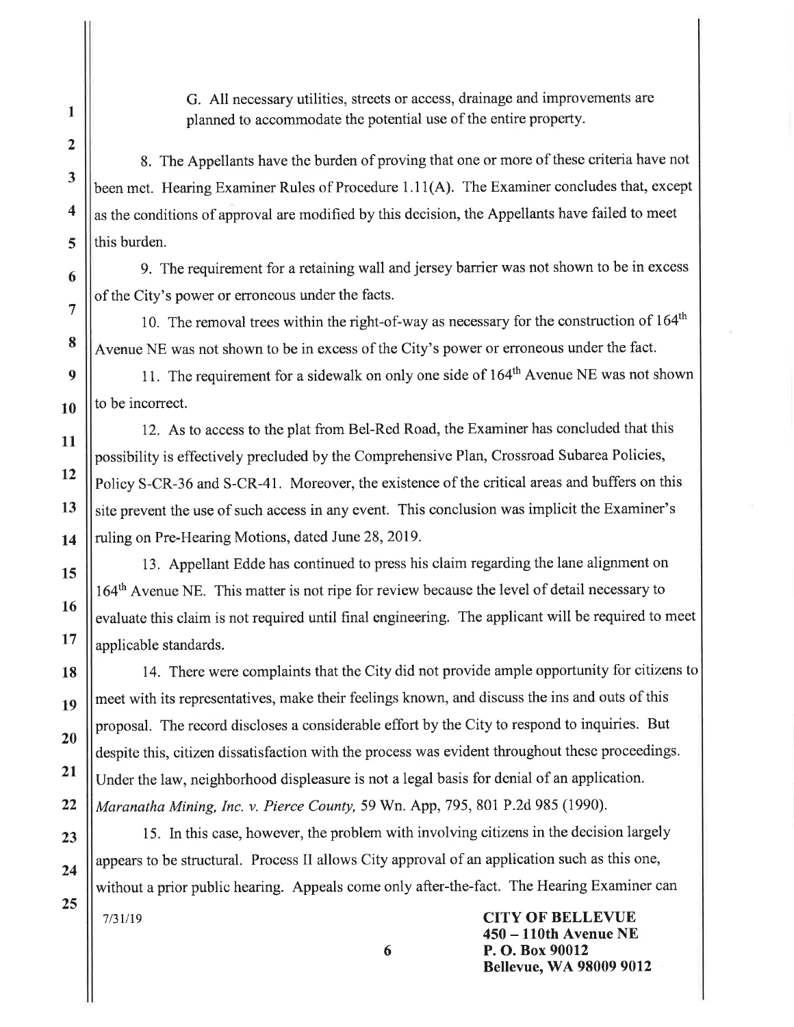G. All necessary utilities, streets or access, drainage and improvements are planned to accommodate the potential use of the entire property.

8. The Appellants have the burden of proving that one or more of these criteria have not been met. Hearing Examiner Rules of Procedure 1.11(A). The Examiner concludes that, except as the conditions of approval are modified by this decision, the Appellants have failed to meet this burden.

9. The requirement for a retaining wall and jersey barrier was not shown to be in excess of the City's power or erroneous under the facts.

10. The removal trees within the right-of-way as necessary for the construction of 164th Avenue NE was not shown to be in excess of the City's power or erroneous under the fact.

11. The requirement for a sidewalk on only one side of 164th Avenue NE was not shown to be incorrect.

12. As to access to the plat from Bel-Red Road, the Examiner has concluded that this possibility is effectively precluded by the Comprehensive Plan, Crossroad Subarea Policies, Policy S-CR-36 and S-CR-41. Moreover, the existence of the critical areas and buffers on this site prevent the use of such access in any event. This conclusion was implicit the Examiner's ruling on Pre-Hearing Motions, dated June 28, 2019.

13. Appellant Edde has continued to press his claim regarding the lane alignment on 164th Avenue NE. This matter is not ripe for review because the level of detail necessary to evaluate this claim is not required until final engineering. The applicant will be required to meet applicable standards.

14. There were complaints that the City did not provide ample opportunity for citizens to meet with its representatives, make their feelings known, and discuss the ins and outs of this proposal. The record discloses a considerable effort by the City to respond to inquiries. But despite this, citizen dissatisfaction with the process was evident throughout these proceedings. Under the law, neighborhood displeasure is not a legal basis for denial of an application. *Maranatha Mining, Inc. v. Pierce County,* 59 Wn. App, 795, 801 P.2d 985 (1990).

15. In this case, however, the problem with involving citizens in the decision largely appears to be structural. Process II allows City approval of an application such as this one, without a prior public hearing. Appeals come only after-the-fact. The Hearing Examiner can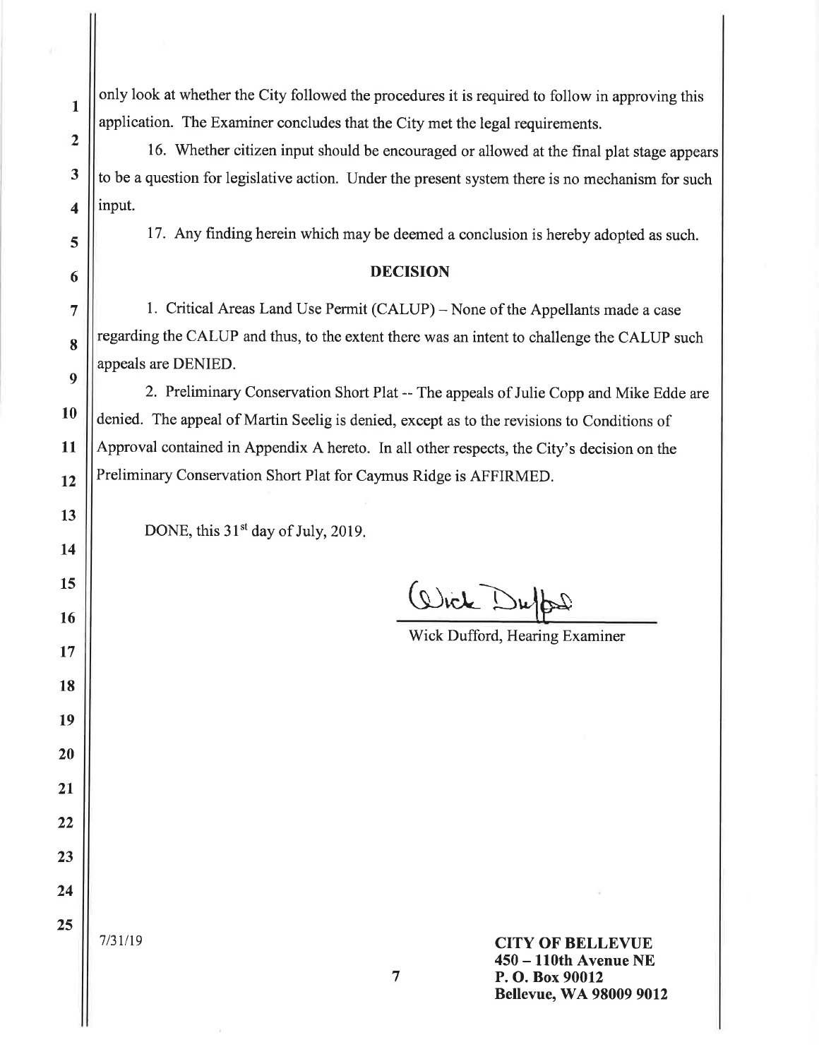only look at whether the City followed the procedures it is required to follow in approving this application. The Examiner concludes that the City met the legal requirements.

16. Whether citizen input should be encouraged or allowed at the final plat stage appears to be a question for legislative action. Under the present system there is no mechanism for such input.

17. Any finding herein which may be deemed a conclusion is hereby adopted as such.

## DECISION

1. Critical Areas Land Use Permit (CALUP) – None of the Appellants made a case regarding the CALUP and thus, to the extent there was an intent to challenge the CALUP such appeals are DENIED.

2. Preliminary Conservation Short Plat -- The appeals of Julie Copp and Mike Edde are denied. The appeal of Martin Seelig is denied, except as to the revisions to Conditions of Approval contained in Appendix A hereto. In all other respects, the City's decision on the Preliminary Conservation Short Plat for Caymus Ridge is AFFIRMED.

DONE, this 31st day of July, 2019.

Wick Dufford, Hearing Examiner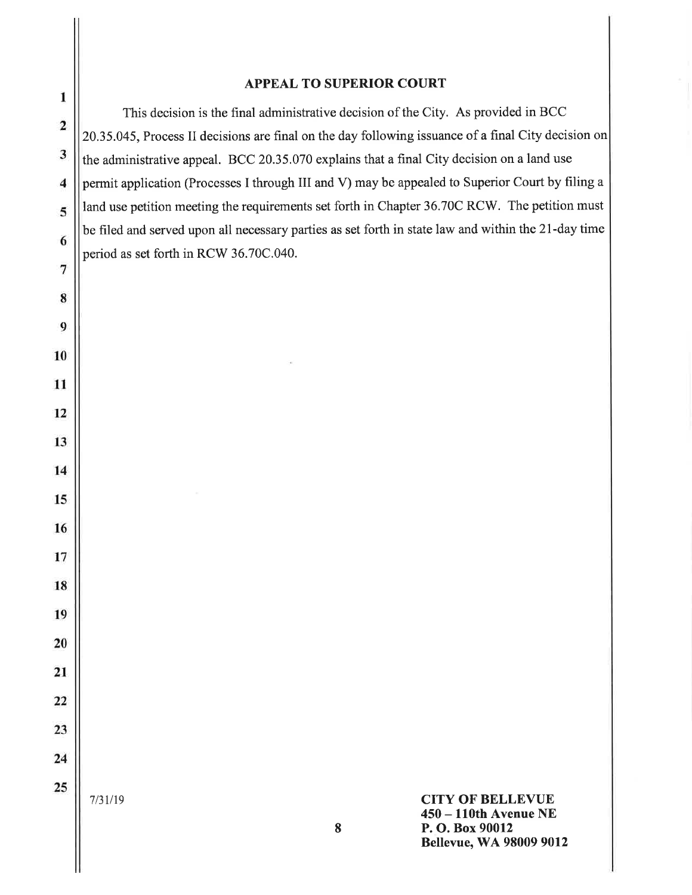## APPEAL TO SUPERIOR COURT

This decision is the final administrative decision of the City. As provided in BCC 20.35.045, Process II decisions are final on the day following issuance of a final City decision on the administrative appeal. BCC 20.35.070 explains that a final City decision on a land use permit application (Processes I through III and V) may be appealed to Superior Court by filing a land use petition meeting the requirements set forth in Chapter 36.70C RCW. The petition must be filed and served upon all necessary parties as set forth in state law and within the 21-day time period as set forth in RCW 36.70C.040.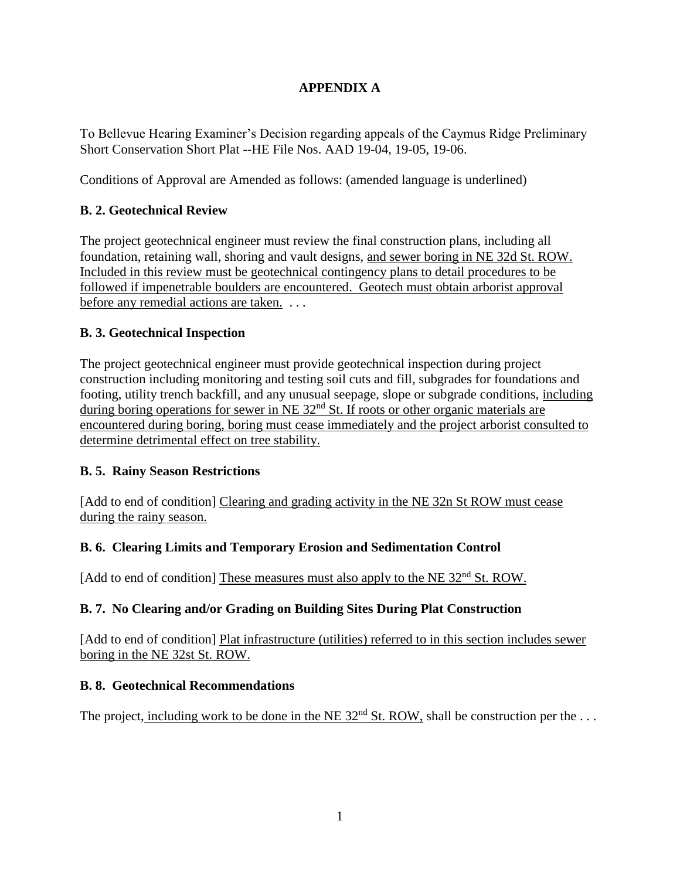# APPENDIX A

To Bellevue Hearing Examiner's Decision regarding appeals of the Caymus Ridge Preliminary Short Conservation Short Plat --HE File Nos. AAD 19-04, 19-05, 19-06.

Conditions of Approval are Amended as follows: (amended language is underlined)

**B. 2. Geotechnical Review**

The project geotechnical engineer must review the final construction plans, including all foundation, retaining wall, shoring and vault designs, <u>and sewer boring in NE 32d St. ROW. Included in this review must be geotechnical contingency plans to detail procedures to be followed if impenetrable boulders are encountered. Geotech must obtain arborist approval before any remedial actions are taken.</u> . . .

**B. 3. Geotechnical Inspection**

The project geotechnical engineer must provide geotechnical inspection during project construction including monitoring and testing soil cuts and fill, subgrades for foundations and footing, utility trench backfill, and any unusual seepage, slope or subgrade conditions, <u>including during boring operations for sewer in NE 32nd St. If roots or other organic materials are encountered during boring, boring must cease immediately and the project arborist consulted to determine detrimental effect on tree stability.</u>

**B. 5. Rainy Season Restrictions**

[Add to end of condition] <u>Clearing and grading activity in the NE 32n St ROW must cease during the rainy season.</u>

**B. 6. Clearing Limits and Temporary Erosion and Sedimentation Control**

[Add to end of condition] <u>These measures must also apply to the NE 32nd St. ROW.</u>

**B. 7. No Clearing and/or Grading on Building Sites During Plat Construction**

[Add to end of condition] <u>Plat infrastructure (utilities) referred to in this section includes sewer boring in the NE 32st St. ROW.</u>

**B. 8. Geotechnical Recommendations**

The project<u>, including work to be done in the NE 32nd St. ROW,</u> shall be construction per the . . .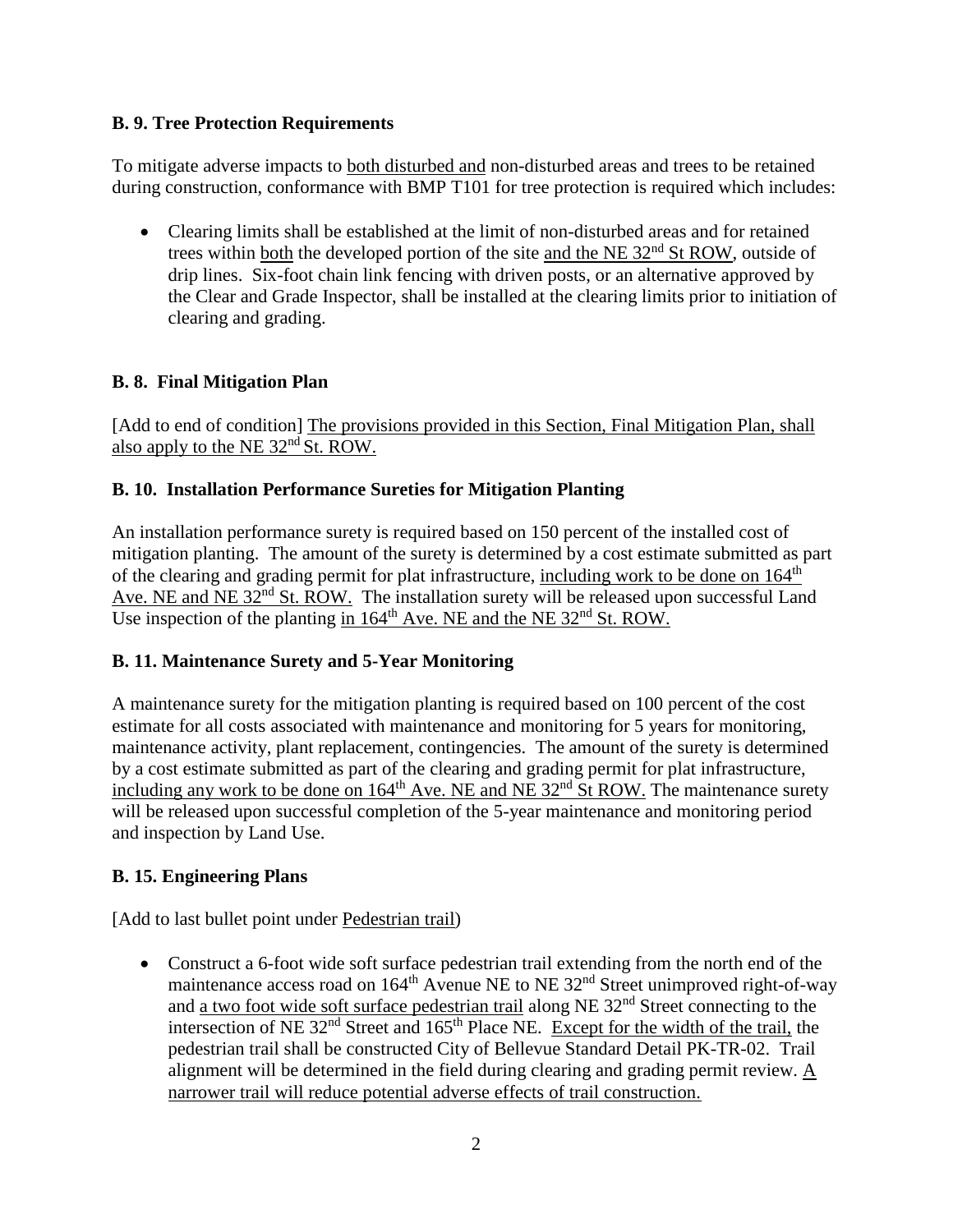**B. 9. Tree Protection Requirements**

To mitigate adverse impacts to both disturbed and non-disturbed areas and trees to be retained during construction, conformance with BMP T101 for tree protection is required which includes:

- Clearing limits shall be established at the limit of non-disturbed areas and for retained trees within both the developed portion of the site and the NE 32nd St ROW, outside of drip lines. Six-foot chain link fencing with driven posts, or an alternative approved by the Clear and Grade Inspector, shall be installed at the clearing limits prior to initiation of clearing and grading.

**B. 8. Final Mitigation Plan**

[Add to end of condition] The provisions provided in this Section, Final Mitigation Plan, shall also apply to the NE 32nd St. ROW.

**B. 10. Installation Performance Sureties for Mitigation Planting**

An installation performance surety is required based on 150 percent of the installed cost of mitigation planting. The amount of the surety is determined by a cost estimate submitted as part of the clearing and grading permit for plat infrastructure, including work to be done on 164th Ave. NE and NE 32nd St. ROW. The installation surety will be released upon successful Land Use inspection of the planting in 164th Ave. NE and the NE 32nd St. ROW.

**B. 11. Maintenance Surety and 5-Year Monitoring**

A maintenance surety for the mitigation planting is required based on 100 percent of the cost estimate for all costs associated with maintenance and monitoring for 5 years for monitoring, maintenance activity, plant replacement, contingencies. The amount of the surety is determined by a cost estimate submitted as part of the clearing and grading permit for plat infrastructure, including any work to be done on 164th Ave. NE and NE 32nd St ROW. The maintenance surety will be released upon successful completion of the 5-year maintenance and monitoring period and inspection by Land Use.

**B. 15. Engineering Plans**

[Add to last bullet point under Pedestrian trail)

- Construct a 6-foot wide soft surface pedestrian trail extending from the north end of the maintenance access road on 164th Avenue NE to NE 32nd Street unimproved right-of-way and a two foot wide soft surface pedestrian trail along NE 32nd Street connecting to the intersection of NE 32nd Street and 165th Place NE. Except for the width of the trail, the pedestrian trail shall be constructed City of Bellevue Standard Detail PK-TR-02. Trail alignment will be determined in the field during clearing and grading permit review. A narrower trail will reduce potential adverse effects of trail construction.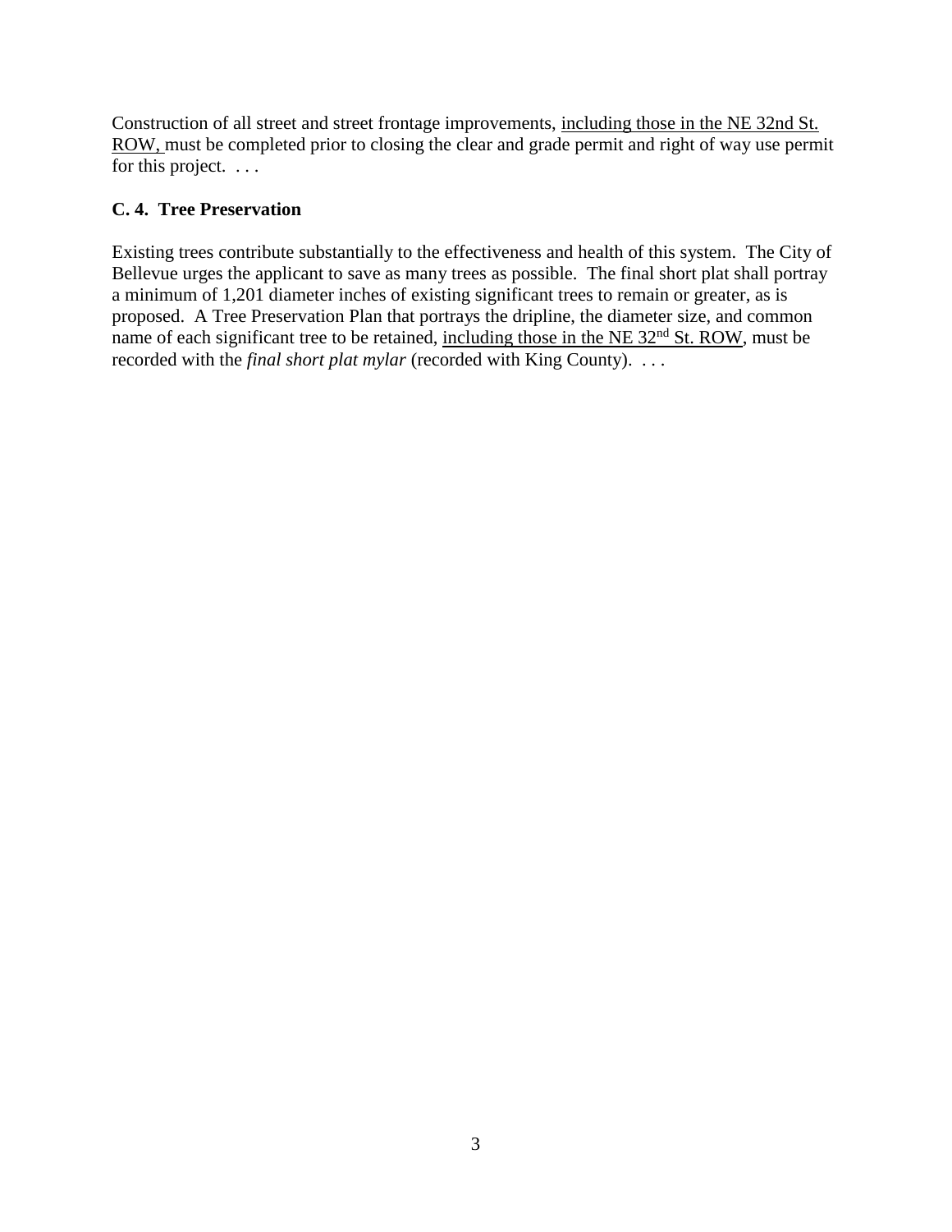Construction of all street and street frontage improvements, <u>including those in the NE 32nd St. ROW,</u> must be completed prior to closing the clear and grade permit and right of way use permit for this project. . . .

### C. 4. Tree Preservation

Existing trees contribute substantially to the effectiveness and health of this system. The City of Bellevue urges the applicant to save as many trees as possible. The final short plat shall portray a minimum of 1,201 diameter inches of existing significant trees to remain or greater, as is proposed. A Tree Preservation Plan that portrays the dripline, the diameter size, and common name of each significant tree to be retained, <u>including those in the NE 32nd St. ROW</u>, must be recorded with the *final short plat mylar* (recorded with King County). . . .